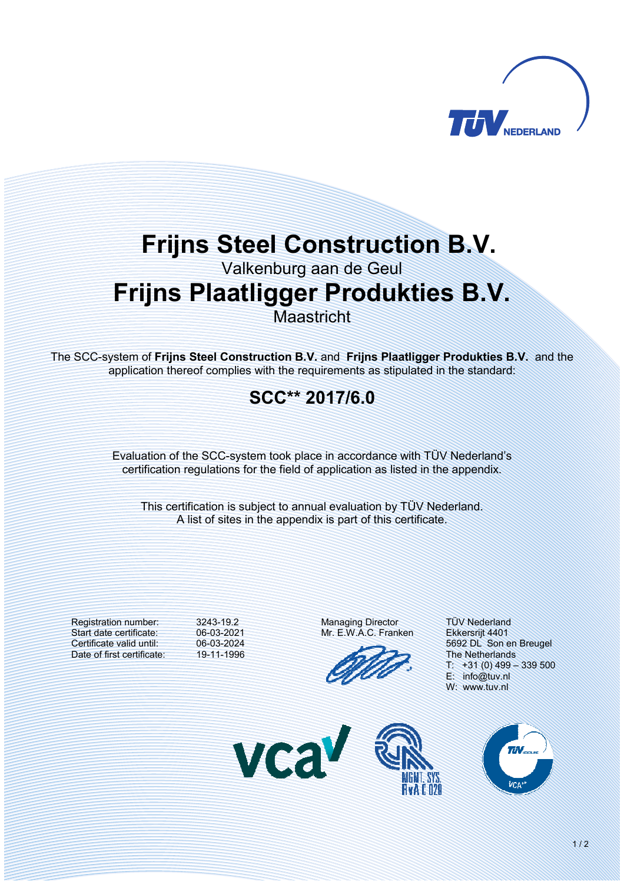# Frijns Steel Construction B.V.

Valkenburg aan de Geul

# Frijns Plaatligger Produkties B.V.

Maastricht

The SCC-system of **Frijns Steel Construction B.V.** and **Frijns Plaatligger Produkties B.V.** and the application thereof complies with the requirements as stipulated in the standard:

## SCC** 2017/6.0

Evaluation of the SCC-system took place in accordance with TÜV Nederland's certification regulations for the field of application as listed in the appendix.

This certification is subject to annual evaluation by TÜV Nederland.
A list of sites in the appendix is part of this certificate.

| | |
|---|---|
| Registration number: | 3243-19.2 |
| Start date certificate: | 06-03-2021 |
| Certificate valid until: | 06-03-2024 |
| Date of first certificate: | 19-11-1996 |

Managing Director
Mr. E.W.A.C. Franken

TÜV Nederland
Ekkersrijt 4401
5692 DL Son en Breugel
The Netherlands
T: +31 (0) 499 – 339 500
E: info@tuv.nl
W: www.tuv.nl

vca

MGMT. SYS.
RvA C 028

VCA**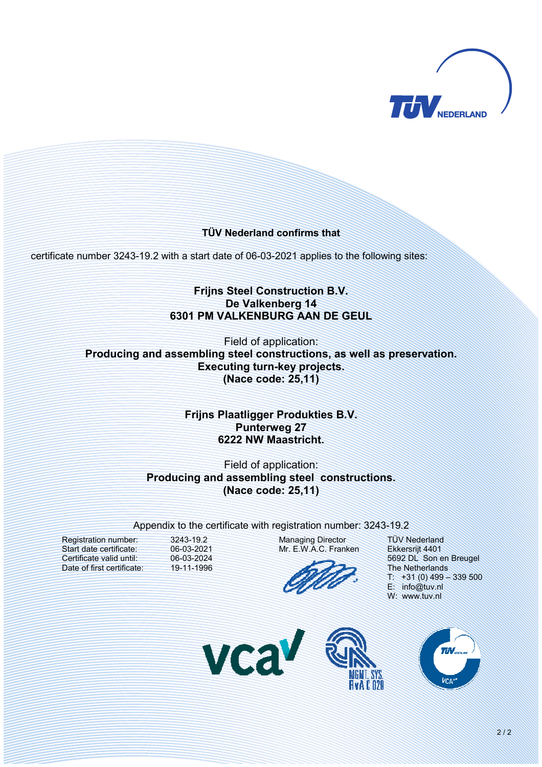**TÜV Nederland confirms that**

certificate number 3243-19.2 with a start date of 06-03-2021 applies to the following sites:

**Frijns Steel Construction B.V.**
**De Valkenberg 14**
**6301 PM VALKENBURG AAN DE GEUL**

Field of application:
**Producing and assembling steel constructions, as well as preservation.**
**Executing turn-key projects.**
**(Nace code: 25,11)**

**Frijns Plaatligger Produkties B.V.**
**Punterweg 27**
**6222 NW Maastricht.**

Field of application:
**Producing and assembling steel constructions.**
**(Nace code: 25,11)**

Appendix to the certificate with registration number: 3243-19.2

| | |
|---|---|
| Registration number: | 3243-19.2 |
| Start date certificate: | 06-03-2021 |
| Certificate valid until: | 06-03-2024 |
| Date of first certificate: | 19-11-1996 |

Managing Director
Mr. E.W.A.C. Franken

TÜV Nederland
Ekkersrijt 4401
5692 DL Son en Breugel
The Netherlands
T: +31 (0) 499 – 339 500
E: info@tuv.nl
W: www.tuv.nl

MGMT. SYS.
RvA C 028